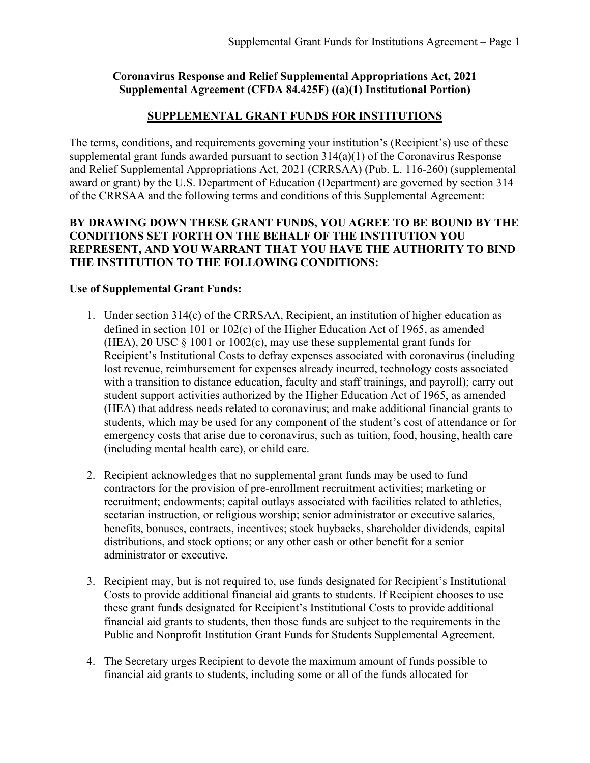**Coronavirus Response and Relief Supplemental Appropriations Act, 2021**
**Supplemental Agreement (CFDA 84.425F) ((a)(1) Institutional Portion)**

# SUPPLEMENTAL GRANT FUNDS FOR INSTITUTIONS

The terms, conditions, and requirements governing your institution's (Recipient's) use of these supplemental grant funds awarded pursuant to section 314(a)(1) of the Coronavirus Response and Relief Supplemental Appropriations Act, 2021 (CRRSAA) (Pub. L. 116-260) (supplemental award or grant) by the U.S. Department of Education (Department) are governed by section 314 of the CRRSAA and the following terms and conditions of this Supplemental Agreement:

**BY DRAWING DOWN THESE GRANT FUNDS, YOU AGREE TO BE BOUND BY THE CONDITIONS SET FORTH ON THE BEHALF OF THE INSTITUTION YOU REPRESENT, AND YOU WARRANT THAT YOU HAVE THE AUTHORITY TO BIND THE INSTITUTION TO THE FOLLOWING CONDITIONS:**

**Use of Supplemental Grant Funds:**

1. Under section 314(c) of the CRRSAA, Recipient, an institution of higher education as defined in section 101 or 102(c) of the Higher Education Act of 1965, as amended (HEA), 20 USC § 1001 or 1002(c), may use these supplemental grant funds for Recipient's Institutional Costs to defray expenses associated with coronavirus (including lost revenue, reimbursement for expenses already incurred, technology costs associated with a transition to distance education, faculty and staff trainings, and payroll); carry out student support activities authorized by the Higher Education Act of 1965, as amended (HEA) that address needs related to coronavirus; and make additional financial grants to students, which may be used for any component of the student's cost of attendance or for emergency costs that arise due to coronavirus, such as tuition, food, housing, health care (including mental health care), or child care.

2. Recipient acknowledges that no supplemental grant funds may be used to fund contractors for the provision of pre-enrollment recruitment activities; marketing or recruitment; endowments; capital outlays associated with facilities related to athletics, sectarian instruction, or religious worship; senior administrator or executive salaries, benefits, bonuses, contracts, incentives; stock buybacks, shareholder dividends, capital distributions, and stock options; or any other cash or other benefit for a senior administrator or executive.

3. Recipient may, but is not required to, use funds designated for Recipient's Institutional Costs to provide additional financial aid grants to students. If Recipient chooses to use these grant funds designated for Recipient's Institutional Costs to provide additional financial aid grants to students, then those funds are subject to the requirements in the Public and Nonprofit Institution Grant Funds for Students Supplemental Agreement.

4. The Secretary urges Recipient to devote the maximum amount of funds possible to financial aid grants to students, including some or all of the funds allocated for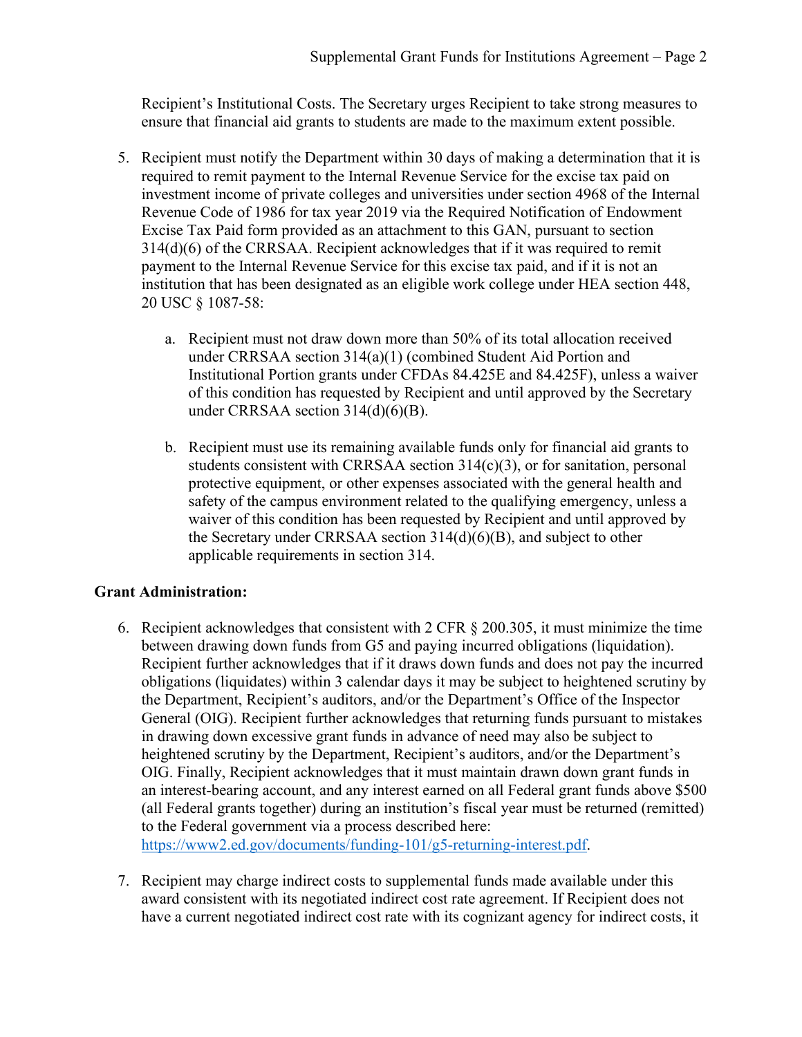Recipient's Institutional Costs. The Secretary urges Recipient to take strong measures to ensure that financial aid grants to students are made to the maximum extent possible.

5. Recipient must notify the Department within 30 days of making a determination that it is required to remit payment to the Internal Revenue Service for the excise tax paid on investment income of private colleges and universities under section 4968 of the Internal Revenue Code of 1986 for tax year 2019 via the Required Notification of Endowment Excise Tax Paid form provided as an attachment to this GAN, pursuant to section 314(d)(6) of the CRRSAA. Recipient acknowledges that if it was required to remit payment to the Internal Revenue Service for this excise tax paid, and if it is not an institution that has been designated as an eligible work college under HEA section 448, 20 USC § 1087-58:

   a. Recipient must not draw down more than 50% of its total allocation received under CRRSAA section 314(a)(1) (combined Student Aid Portion and Institutional Portion grants under CFDAs 84.425E and 84.425F), unless a waiver of this condition has requested by Recipient and until approved by the Secretary under CRRSAA section 314(d)(6)(B).

   b. Recipient must use its remaining available funds only for financial aid grants to students consistent with CRRSAA section 314(c)(3), or for sanitation, personal protective equipment, or other expenses associated with the general health and safety of the campus environment related to the qualifying emergency, unless a waiver of this condition has been requested by Recipient and until approved by the Secretary under CRRSAA section 314(d)(6)(B), and subject to other applicable requirements in section 314.

**Grant Administration:**

6. Recipient acknowledges that consistent with 2 CFR § 200.305, it must minimize the time between drawing down funds from G5 and paying incurred obligations (liquidation). Recipient further acknowledges that if it draws down funds and does not pay the incurred obligations (liquidates) within 3 calendar days it may be subject to heightened scrutiny by the Department, Recipient's auditors, and/or the Department's Office of the Inspector General (OIG). Recipient further acknowledges that returning funds pursuant to mistakes in drawing down excessive grant funds in advance of need may also be subject to heightened scrutiny by the Department, Recipient's auditors, and/or the Department's OIG. Finally, Recipient acknowledges that it must maintain drawn down grant funds in an interest-bearing account, and any interest earned on all Federal grant funds above $500 (all Federal grants together) during an institution's fiscal year must be returned (remitted) to the Federal government via a process described here: https://www2.ed.gov/documents/funding-101/g5-returning-interest.pdf.

7. Recipient may charge indirect costs to supplemental funds made available under this award consistent with its negotiated indirect cost rate agreement. If Recipient does not have a current negotiated indirect cost rate with its cognizant agency for indirect costs, it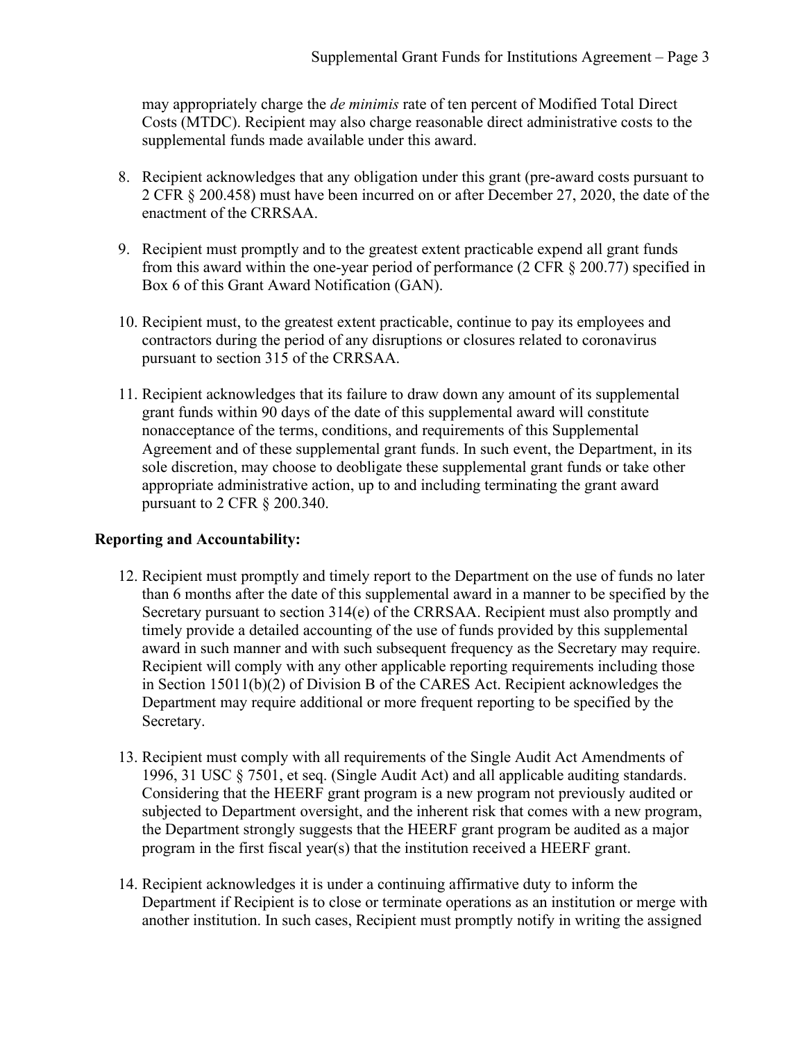may appropriately charge the *de minimis* rate of ten percent of Modified Total Direct Costs (MTDC). Recipient may also charge reasonable direct administrative costs to the supplemental funds made available under this award.

8. Recipient acknowledges that any obligation under this grant (pre-award costs pursuant to 2 CFR § 200.458) must have been incurred on or after December 27, 2020, the date of the enactment of the CRRSAA.

9. Recipient must promptly and to the greatest extent practicable expend all grant funds from this award within the one-year period of performance (2 CFR § 200.77) specified in Box 6 of this Grant Award Notification (GAN).

10. Recipient must, to the greatest extent practicable, continue to pay its employees and contractors during the period of any disruptions or closures related to coronavirus pursuant to section 315 of the CRRSAA.

11. Recipient acknowledges that its failure to draw down any amount of its supplemental grant funds within 90 days of the date of this supplemental award will constitute nonacceptance of the terms, conditions, and requirements of this Supplemental Agreement and of these supplemental grant funds. In such event, the Department, in its sole discretion, may choose to deobligate these supplemental grant funds or take other appropriate administrative action, up to and including terminating the grant award pursuant to 2 CFR § 200.340.

**Reporting and Accountability:**

12. Recipient must promptly and timely report to the Department on the use of funds no later than 6 months after the date of this supplemental award in a manner to be specified by the Secretary pursuant to section 314(e) of the CRRSAA. Recipient must also promptly and timely provide a detailed accounting of the use of funds provided by this supplemental award in such manner and with such subsequent frequency as the Secretary may require. Recipient will comply with any other applicable reporting requirements including those in Section 15011(b)(2) of Division B of the CARES Act. Recipient acknowledges the Department may require additional or more frequent reporting to be specified by the Secretary.

13. Recipient must comply with all requirements of the Single Audit Act Amendments of 1996, 31 USC § 7501, et seq. (Single Audit Act) and all applicable auditing standards. Considering that the HEERF grant program is a new program not previously audited or subjected to Department oversight, and the inherent risk that comes with a new program, the Department strongly suggests that the HEERF grant program be audited as a major program in the first fiscal year(s) that the institution received a HEERF grant.

14. Recipient acknowledges it is under a continuing affirmative duty to inform the Department if Recipient is to close or terminate operations as an institution or merge with another institution. In such cases, Recipient must promptly notify in writing the assigned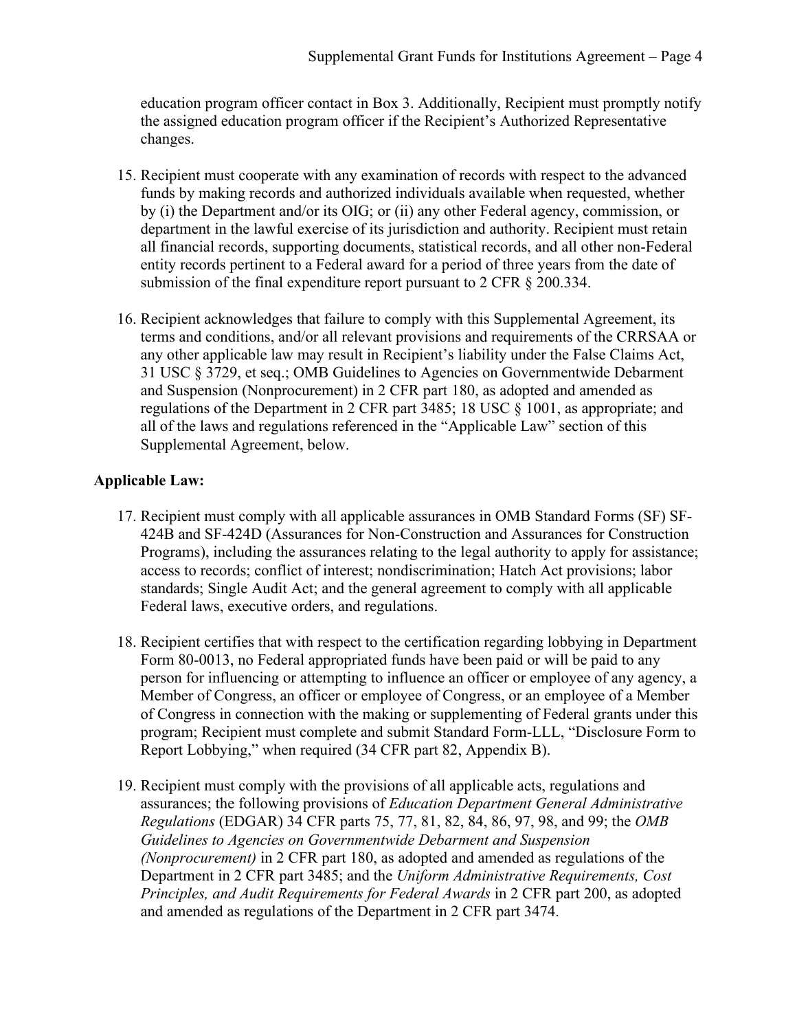education program officer contact in Box 3. Additionally, Recipient must promptly notify the assigned education program officer if the Recipient's Authorized Representative changes.

15. Recipient must cooperate with any examination of records with respect to the advanced funds by making records and authorized individuals available when requested, whether by (i) the Department and/or its OIG; or (ii) any other Federal agency, commission, or department in the lawful exercise of its jurisdiction and authority. Recipient must retain all financial records, supporting documents, statistical records, and all other non-Federal entity records pertinent to a Federal award for a period of three years from the date of submission of the final expenditure report pursuant to 2 CFR § 200.334.

16. Recipient acknowledges that failure to comply with this Supplemental Agreement, its terms and conditions, and/or all relevant provisions and requirements of the CRRSAA or any other applicable law may result in Recipient's liability under the False Claims Act, 31 USC § 3729, et seq.; OMB Guidelines to Agencies on Governmentwide Debarment and Suspension (Nonprocurement) in 2 CFR part 180, as adopted and amended as regulations of the Department in 2 CFR part 3485; 18 USC § 1001, as appropriate; and all of the laws and regulations referenced in the "Applicable Law" section of this Supplemental Agreement, below.

**Applicable Law:**

17. Recipient must comply with all applicable assurances in OMB Standard Forms (SF) SF-424B and SF-424D (Assurances for Non-Construction and Assurances for Construction Programs), including the assurances relating to the legal authority to apply for assistance; access to records; conflict of interest; nondiscrimination; Hatch Act provisions; labor standards; Single Audit Act; and the general agreement to comply with all applicable Federal laws, executive orders, and regulations.

18. Recipient certifies that with respect to the certification regarding lobbying in Department Form 80-0013, no Federal appropriated funds have been paid or will be paid to any person for influencing or attempting to influence an officer or employee of any agency, a Member of Congress, an officer or employee of Congress, or an employee of a Member of Congress in connection with the making or supplementing of Federal grants under this program; Recipient must complete and submit Standard Form-LLL, "Disclosure Form to Report Lobbying," when required (34 CFR part 82, Appendix B).

19. Recipient must comply with the provisions of all applicable acts, regulations and assurances; the following provisions of *Education Department General Administrative Regulations* (EDGAR) 34 CFR parts 75, 77, 81, 82, 84, 86, 97, 98, and 99; the *OMB Guidelines to Agencies on Governmentwide Debarment and Suspension (Nonprocurement)* in 2 CFR part 180, as adopted and amended as regulations of the Department in 2 CFR part 3485; and the *Uniform Administrative Requirements, Cost Principles, and Audit Requirements for Federal Awards* in 2 CFR part 200, as adopted and amended as regulations of the Department in 2 CFR part 3474.